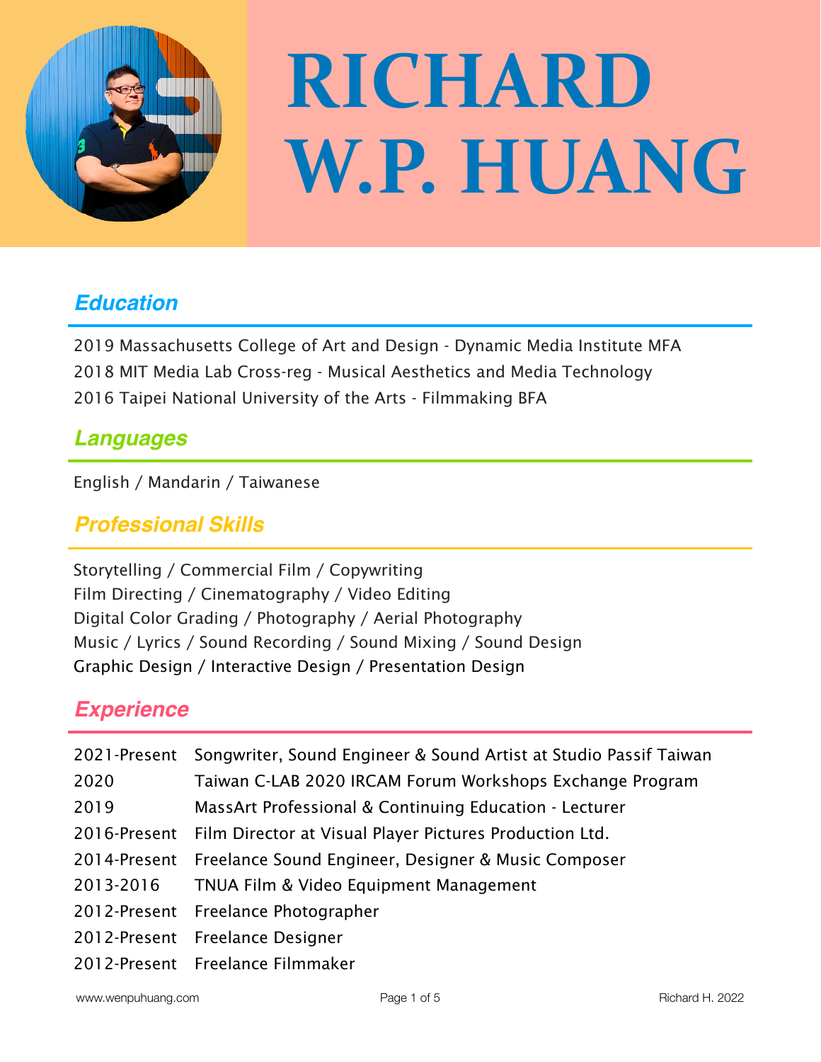# RICHARD W.P. HUANG

## *Education*

2019 Massachusetts College of Art and Design - Dynamic Media Institute MFA
2018 MIT Media Lab Cross-reg - Musical Aesthetics and Media Technology
2016 Taipei National University of the Arts - Filmmaking BFA

## *Languages*

English / Mandarin / Taiwanese

## *Professional Skills*

Storytelling / Commercial Film / Copywriting
Film Directing / Cinematography / Video Editing
Digital Color Grading / Photography / Aerial Photography
Music / Lyrics / Sound Recording / Sound Mixing / Sound Design
Graphic Design / Interactive Design / Presentation Design

## *Experience*

| | |
|---|---|
| 2021-Present | Songwriter, Sound Engineer & Sound Artist at Studio Passif Taiwan |
| 2020 | Taiwan C-LAB 2020 IRCAM Forum Workshops Exchange Program |
| 2019 | MassArt Professional & Continuing Education - Lecturer |
| 2016-Present | Film Director at Visual Player Pictures Production Ltd. |
| 2014-Present | Freelance Sound Engineer, Designer & Music Composer |
| 2013-2016 | TNUA Film & Video Equipment Management |
| 2012-Present | Freelance Photographer |
| 2012-Present | Freelance Designer |
| 2012-Present | Freelance Filmmaker |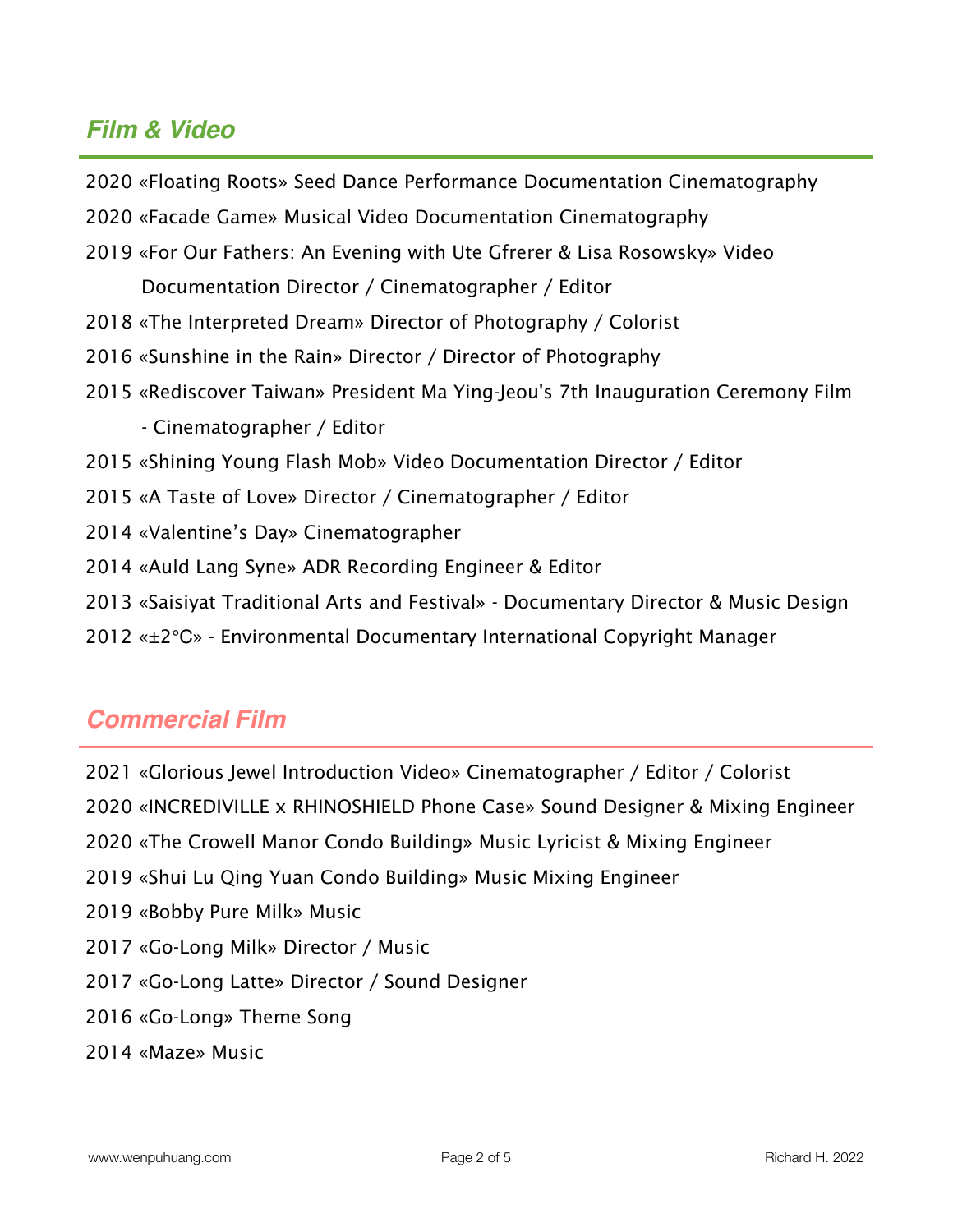## Film & Video

2020 «Floating Roots» Seed Dance Performance Documentation Cinematography

2020 «Facade Game» Musical Video Documentation Cinematography

2019 «For Our Fathers: An Evening with Ute Gfrerer & Lisa Rosowsky» Video Documentation Director / Cinematographer / Editor

2018 «The Interpreted Dream» Director of Photography / Colorist

2016 «Sunshine in the Rain» Director / Director of Photography

2015 «Rediscover Taiwan» President Ma Ying-Jeou's 7th Inauguration Ceremony Film - Cinematographer / Editor

2015 «Shining Young Flash Mob» Video Documentation Director / Editor

2015 «A Taste of Love» Director / Cinematographer / Editor

2014 «Valentine's Day» Cinematographer

2014 «Auld Lang Syne» ADR Recording Engineer & Editor

2013 «Saisiyat Traditional Arts and Festival» - Documentary Director & Music Design

2012 «±2°C» - Environmental Documentary International Copyright Manager

## Commercial Film

2021 «Glorious Jewel Introduction Video» Cinematographer / Editor / Colorist

2020 «INCREDIVILLE x RHINOSHIELD Phone Case» Sound Designer & Mixing Engineer

2020 «The Crowell Manor Condo Building» Music Lyricist & Mixing Engineer

2019 «Shui Lu Qing Yuan Condo Building» Music Mixing Engineer

2019 «Bobby Pure Milk» Music

2017 «Go-Long Milk» Director / Music

2017 «Go-Long Latte» Director / Sound Designer

2016 «Go-Long» Theme Song

2014 «Maze» Music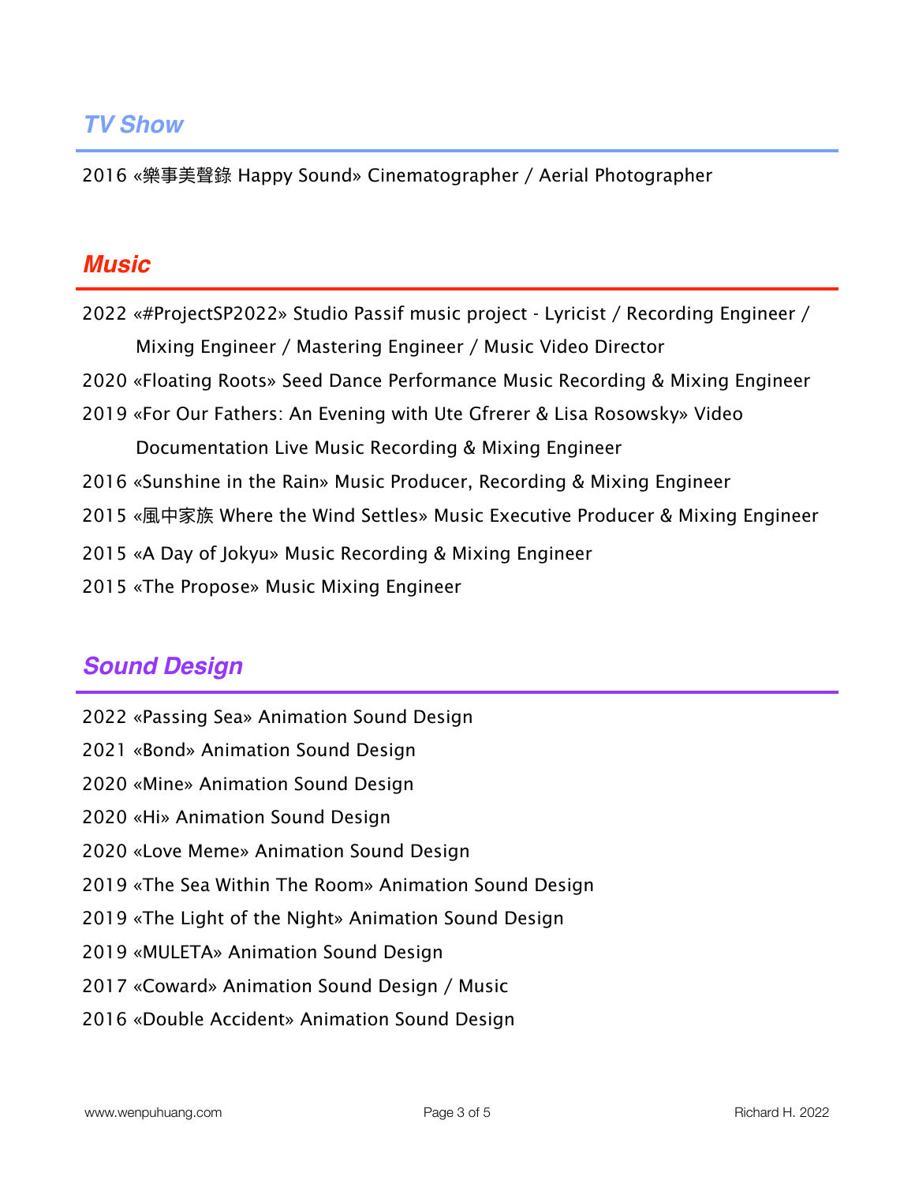## *TV Show*

2016 «樂事美聲錄 Happy Sound» Cinematographer / Aerial Photographer

## *Music*

2022 «#ProjectSP2022» Studio Passif music project - Lyricist / Recording Engineer / Mixing Engineer / Mastering Engineer / Music Video Director

2020 «Floating Roots» Seed Dance Performance Music Recording & Mixing Engineer

2019 «For Our Fathers: An Evening with Ute Gfrerer & Lisa Rosowsky» Video Documentation Live Music Recording & Mixing Engineer

2016 «Sunshine in the Rain» Music Producer, Recording & Mixing Engineer

2015 «風中家族 Where the Wind Settles» Music Executive Producer & Mixing Engineer

2015 «A Day of Jokyu» Music Recording & Mixing Engineer

2015 «The Propose» Music Mixing Engineer

## *Sound Design*

2022 «Passing Sea» Animation Sound Design

2021 «Bond» Animation Sound Design

2020 «Mine» Animation Sound Design

2020 «Hi» Animation Sound Design

2020 «Love Meme» Animation Sound Design

2019 «The Sea Within The Room» Animation Sound Design

2019 «The Light of the Night» Animation Sound Design

2019 «MULETA» Animation Sound Design

2017 «Coward» Animation Sound Design / Music

2016 «Double Accident» Animation Sound Design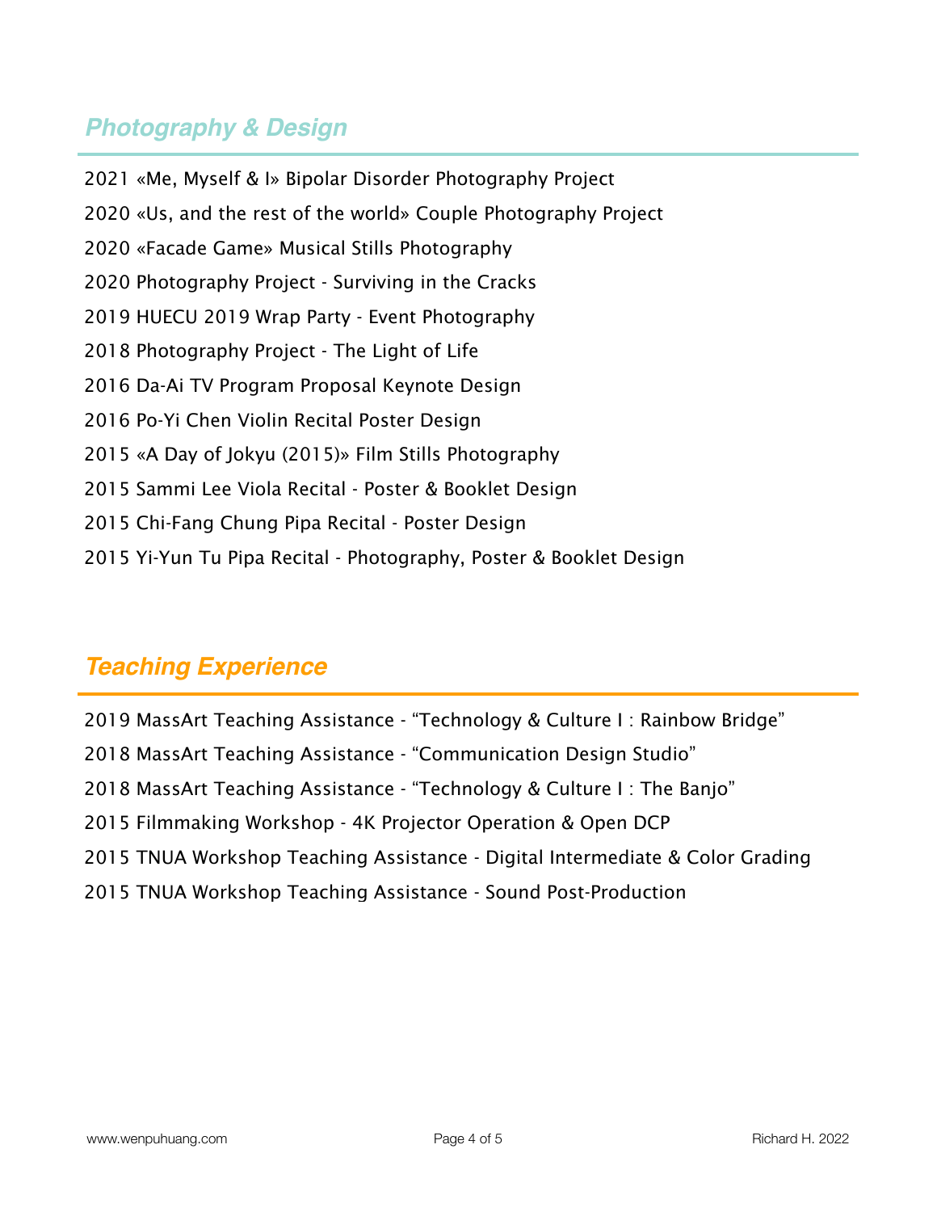## *Photography & Design*

2021 «Me, Myself & I» Bipolar Disorder Photography Project

2020 «Us, and the rest of the world» Couple Photography Project

2020 «Facade Game» Musical Stills Photography

2020 Photography Project - Surviving in the Cracks

2019 HUECU 2019 Wrap Party - Event Photography

2018 Photography Project - The Light of Life

2016 Da-Ai TV Program Proposal Keynote Design

2016 Po-Yi Chen Violin Recital Poster Design

2015 «A Day of Jokyu (2015)» Film Stills Photography

2015 Sammi Lee Viola Recital - Poster & Booklet Design

2015 Chi-Fang Chung Pipa Recital - Poster Design

2015 Yi-Yun Tu Pipa Recital - Photography, Poster & Booklet Design

## *Teaching Experience*

2019 MassArt Teaching Assistance - “Technology & Culture I : Rainbow Bridge”

2018 MassArt Teaching Assistance - “Communication Design Studio”

2018 MassArt Teaching Assistance - “Technology & Culture I : The Banjo”

2015 Filmmaking Workshop - 4K Projector Operation & Open DCP

2015 TNUA Workshop Teaching Assistance - Digital Intermediate & Color Grading

2015 TNUA Workshop Teaching Assistance - Sound Post-Production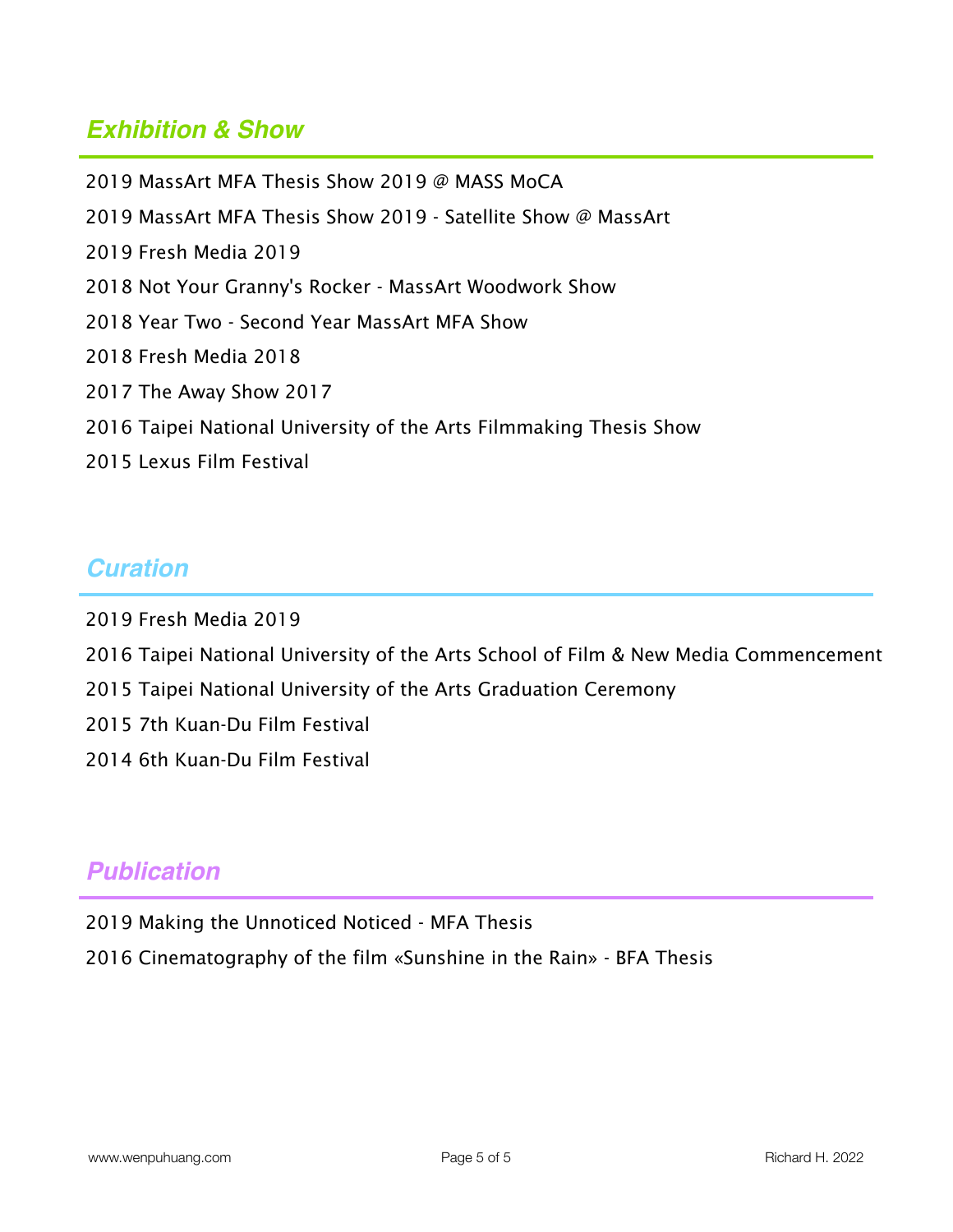## *Exhibition & Show*

2019 MassArt MFA Thesis Show 2019 @ MASS MoCA

2019 MassArt MFA Thesis Show 2019 - Satellite Show @ MassArt

2019 Fresh Media 2019

2018 Not Your Granny's Rocker - MassArt Woodwork Show

2018 Year Two - Second Year MassArt MFA Show

2018 Fresh Media 2018

2017 The Away Show 2017

2016 Taipei National University of the Arts Filmmaking Thesis Show

2015 Lexus Film Festival

## *Curation*

2019 Fresh Media 2019

2016 Taipei National University of the Arts School of Film & New Media Commencement

2015 Taipei National University of the Arts Graduation Ceremony

2015 7th Kuan-Du Film Festival

2014 6th Kuan-Du Film Festival

## *Publication*

2019 Making the Unnoticed Noticed - MFA Thesis

2016 Cinematography of the film «Sunshine in the Rain» - BFA Thesis